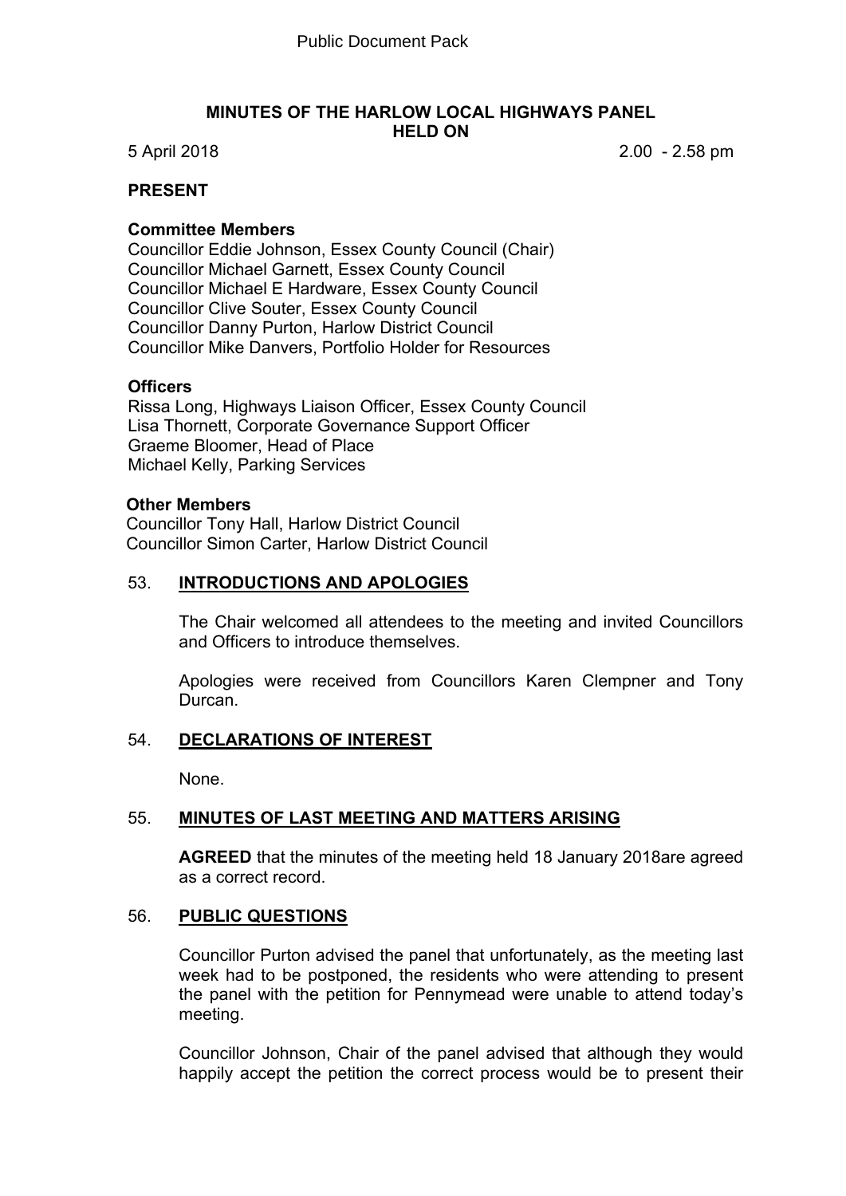Public Document Pack

# MINUTES OF THE HARLOW LOCAL HIGHWAYS PANEL HELD ON

5 April 2018 2.00 - 2.58 pm

## PRESENT

### Committee Members

Councillor Eddie Johnson, Essex County Council (Chair)
Councillor Michael Garnett, Essex County Council
Councillor Michael E Hardware, Essex County Council
Councillor Clive Souter, Essex County Council
Councillor Danny Purton, Harlow District Council
Councillor Mike Danvers, Portfolio Holder for Resources

### Officers

Rissa Long, Highways Liaison Officer, Essex County Council
Lisa Thornett, Corporate Governance Support Officer
Graeme Bloomer, Head of Place
Michael Kelly, Parking Services

### Other Members

Councillor Tony Hall, Harlow District Council
Councillor Simon Carter, Harlow District Council

## 53. INTRODUCTIONS AND APOLOGIES

The Chair welcomed all attendees to the meeting and invited Councillors and Officers to introduce themselves.

Apologies were received from Councillors Karen Clempner and Tony Durcan.

## 54. DECLARATIONS OF INTEREST

None.

## 55. MINUTES OF LAST MEETING AND MATTERS ARISING

**AGREED** that the minutes of the meeting held 18 January 2018are agreed as a correct record.

## 56. PUBLIC QUESTIONS

Councillor Purton advised the panel that unfortunately, as the meeting last week had to be postponed, the residents who were attending to present the panel with the petition for Pennymead were unable to attend today's meeting.

Councillor Johnson, Chair of the panel advised that although they would happily accept the petition the correct process would be to present their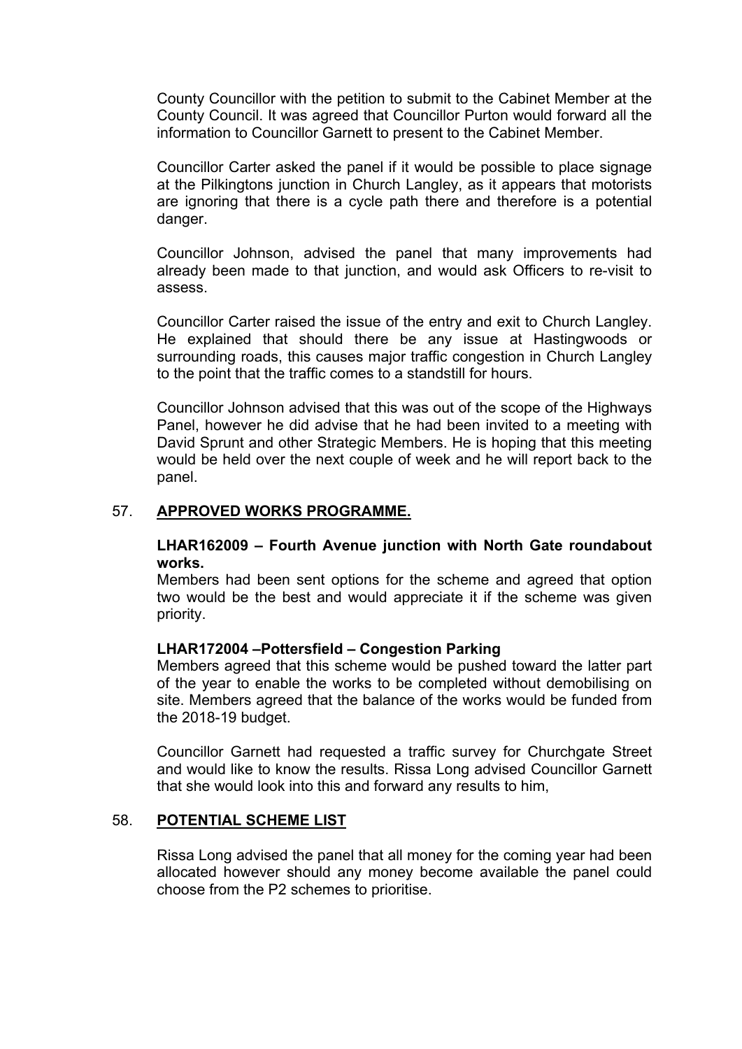County Councillor with the petition to submit to the Cabinet Member at the County Council. It was agreed that Councillor Purton would forward all the information to Councillor Garnett to present to the Cabinet Member.

Councillor Carter asked the panel if it would be possible to place signage at the Pilkingtons junction in Church Langley, as it appears that motorists are ignoring that there is a cycle path there and therefore is a potential danger.

Councillor Johnson, advised the panel that many improvements had already been made to that junction, and would ask Officers to re-visit to assess.

Councillor Carter raised the issue of the entry and exit to Church Langley. He explained that should there be any issue at Hastingwoods or surrounding roads, this causes major traffic congestion in Church Langley to the point that the traffic comes to a standstill for hours.

Councillor Johnson advised that this was out of the scope of the Highways Panel, however he did advise that he had been invited to a meeting with David Sprunt and other Strategic Members. He is hoping that this meeting would be held over the next couple of week and he will report back to the panel.

## 57. **APPROVED WORKS PROGRAMME.**

**LHAR162009 – Fourth Avenue junction with North Gate roundabout works.**

Members had been sent options for the scheme and agreed that option two would be the best and would appreciate it if the scheme was given priority.

**LHAR172004 –Pottersfield – Congestion Parking**

Members agreed that this scheme would be pushed toward the latter part of the year to enable the works to be completed without demobilising on site. Members agreed that the balance of the works would be funded from the 2018-19 budget.

Councillor Garnett had requested a traffic survey for Churchgate Street and would like to know the results. Rissa Long advised Councillor Garnett that she would look into this and forward any results to him,

## 58. **POTENTIAL SCHEME LIST**

Rissa Long advised the panel that all money for the coming year had been allocated however should any money become available the panel could choose from the P2 schemes to prioritise.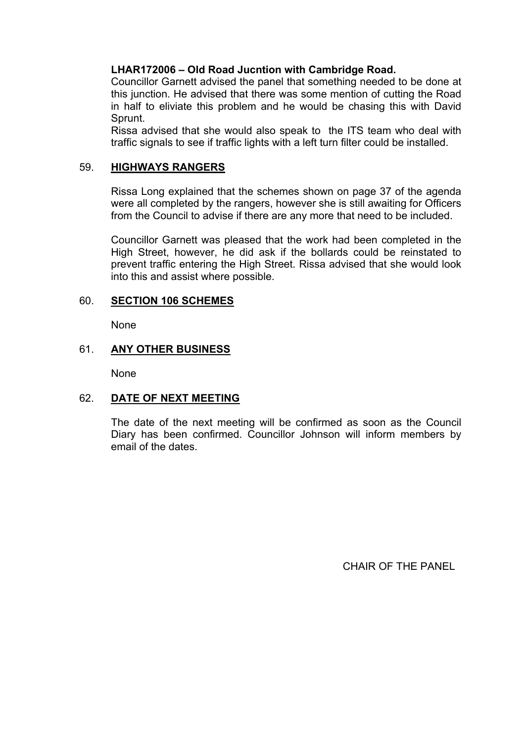**LHAR172006 – Old Road Jucntion with Cambridge Road.**

Councillor Garnett advised the panel that something needed to be done at this junction. He advised that there was some mention of cutting the Road in half to eliviate this problem and he would be chasing this with David Sprunt.

Rissa advised that she would also speak to the ITS team who deal with traffic signals to see if traffic lights with a left turn filter could be installed.

59. **HIGHWAYS RANGERS**

Rissa Long explained that the schemes shown on page 37 of the agenda were all completed by the rangers, however she is still awaiting for Officers from the Council to advise if there are any more that need to be included.

Councillor Garnett was pleased that the work had been completed in the High Street, however, he did ask if the bollards could be reinstated to prevent traffic entering the High Street. Rissa advised that she would look into this and assist where possible.

60. **SECTION 106 SCHEMES**

None

61. **ANY OTHER BUSINESS**

None

62. **DATE OF NEXT MEETING**

The date of the next meeting will be confirmed as soon as the Council Diary has been confirmed. Councillor Johnson will inform members by email of the dates.

CHAIR OF THE PANEL